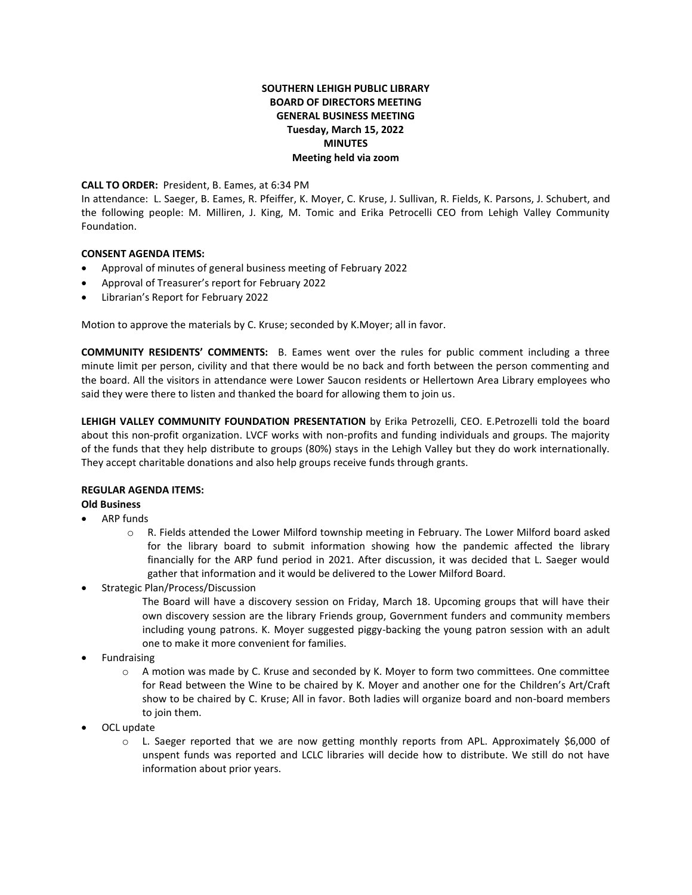**SOUTHERN LEHIGH PUBLIC LIBRARY**
**BOARD OF DIRECTORS MEETING**
**GENERAL BUSINESS MEETING**
**Tuesday, March 15, 2022**
**MINUTES**
**Meeting held via zoom**

**CALL TO ORDER:** President, B. Eames, at 6:34 PM
In attendance: L. Saeger, B. Eames, R. Pfeiffer, K. Moyer, C. Kruse, J. Sullivan, R. Fields, K. Parsons, J. Schubert, and the following people: M. Milliren, J. King, M. Tomic and Erika Petrocelli CEO from Lehigh Valley Community Foundation.

**CONSENT AGENDA ITEMS:**

- Approval of minutes of general business meeting of February 2022
- Approval of Treasurer's report for February 2022
- Librarian's Report for February 2022

Motion to approve the materials by C. Kruse; seconded by K.Moyer; all in favor.

**COMMUNITY RESIDENTS' COMMENTS:** B. Eames went over the rules for public comment including a three minute limit per person, civility and that there would be no back and forth between the person commenting and the board. All the visitors in attendance were Lower Saucon residents or Hellertown Area Library employees who said they were there to listen and thanked the board for allowing them to join us.

**LEHIGH VALLEY COMMUNITY FOUNDATION PRESENTATION** by Erika Petrozelli, CEO. E.Petrozelli told the board about this non-profit organization. LVCF works with non-profits and funding individuals and groups. The majority of the funds that they help distribute to groups (80%) stays in the Lehigh Valley but they do work internationally. They accept charitable donations and also help groups receive funds through grants.

**REGULAR AGENDA ITEMS:**
**Old Business**

- ARP funds
  - R. Fields attended the Lower Milford township meeting in February. The Lower Milford board asked for the library board to submit information showing how the pandemic affected the library financially for the ARP fund period in 2021. After discussion, it was decided that L. Saeger would gather that information and it would be delivered to the Lower Milford Board.
- Strategic Plan/Process/Discussion

  The Board will have a discovery session on Friday, March 18. Upcoming groups that will have their own discovery session are the library Friends group, Government funders and community members including young patrons. K. Moyer suggested piggy-backing the young patron session with an adult one to make it more convenient for families.
- Fundraising
  - A motion was made by C. Kruse and seconded by K. Moyer to form two committees. One committee for Read between the Wine to be chaired by K. Moyer and another one for the Children's Art/Craft show to be chaired by C. Kruse; All in favor. Both ladies will organize board and non-board members to join them.
- OCL update
  - L. Saeger reported that we are now getting monthly reports from APL. Approximately $6,000 of unspent funds was reported and LCLC libraries will decide how to distribute. We still do not have information about prior years.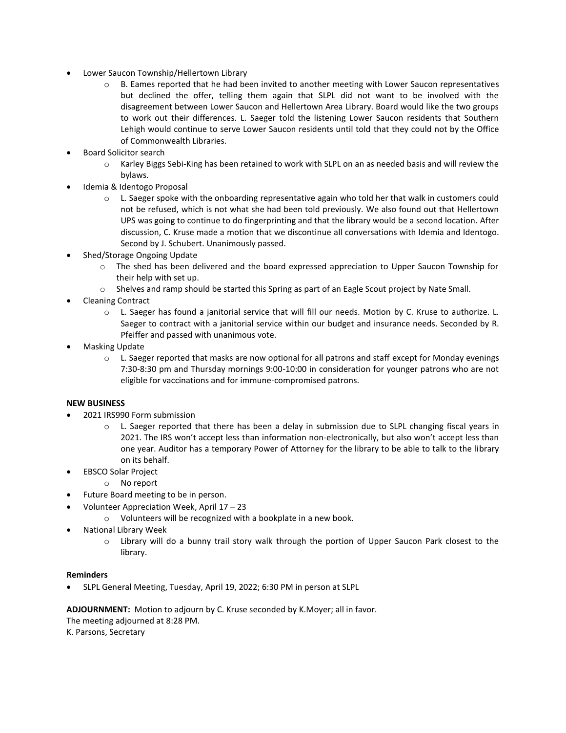- Lower Saucon Township/Hellertown Library
    - B. Eames reported that he had been invited to another meeting with Lower Saucon representatives but declined the offer, telling them again that SLPL did not want to be involved with the disagreement between Lower Saucon and Hellertown Area Library. Board would like the two groups to work out their differences. L. Saeger told the listening Lower Saucon residents that Southern Lehigh would continue to serve Lower Saucon residents until told that they could not by the Office of Commonwealth Libraries.
- Board Solicitor search
    - Karley Biggs Sebi-King has been retained to work with SLPL on an as needed basis and will review the bylaws.
- Idemia & Identogo Proposal
    - L. Saeger spoke with the onboarding representative again who told her that walk in customers could not be refused, which is not what she had been told previously. We also found out that Hellertown UPS was going to continue to do fingerprinting and that the library would be a second location. After discussion, C. Kruse made a motion that we discontinue all conversations with Idemia and Identogo. Second by J. Schubert. Unanimously passed.
- Shed/Storage Ongoing Update
    - The shed has been delivered and the board expressed appreciation to Upper Saucon Township for their help with set up.
    - Shelves and ramp should be started this Spring as part of an Eagle Scout project by Nate Small.
- Cleaning Contract
    - L. Saeger has found a janitorial service that will fill our needs. Motion by C. Kruse to authorize. L. Saeger to contract with a janitorial service within our budget and insurance needs. Seconded by R. Pfeiffer and passed with unanimous vote.
- Masking Update
    - L. Saeger reported that masks are now optional for all patrons and staff except for Monday evenings 7:30-8:30 pm and Thursday mornings 9:00-10:00 in consideration for younger patrons who are not eligible for vaccinations and for immune-compromised patrons.

**NEW BUSINESS**

- 2021 IRS990 Form submission
    - L. Saeger reported that there has been a delay in submission due to SLPL changing fiscal years in 2021. The IRS won't accept less than information non-electronically, but also won't accept less than one year. Auditor has a temporary Power of Attorney for the library to be able to talk to the library on its behalf.
- EBSCO Solar Project
    - No report
- Future Board meeting to be in person.
- Volunteer Appreciation Week, April 17 – 23
    - Volunteers will be recognized with a bookplate in a new book.
- National Library Week
    - Library will do a bunny trail story walk through the portion of Upper Saucon Park closest to the library.

**Reminders**

- SLPL General Meeting, Tuesday, April 19, 2022; 6:30 PM in person at SLPL

**ADJOURNMENT:** Motion to adjourn by C. Kruse seconded by K.Moyer; all in favor.
The meeting adjourned at 8:28 PM.
K. Parsons, Secretary